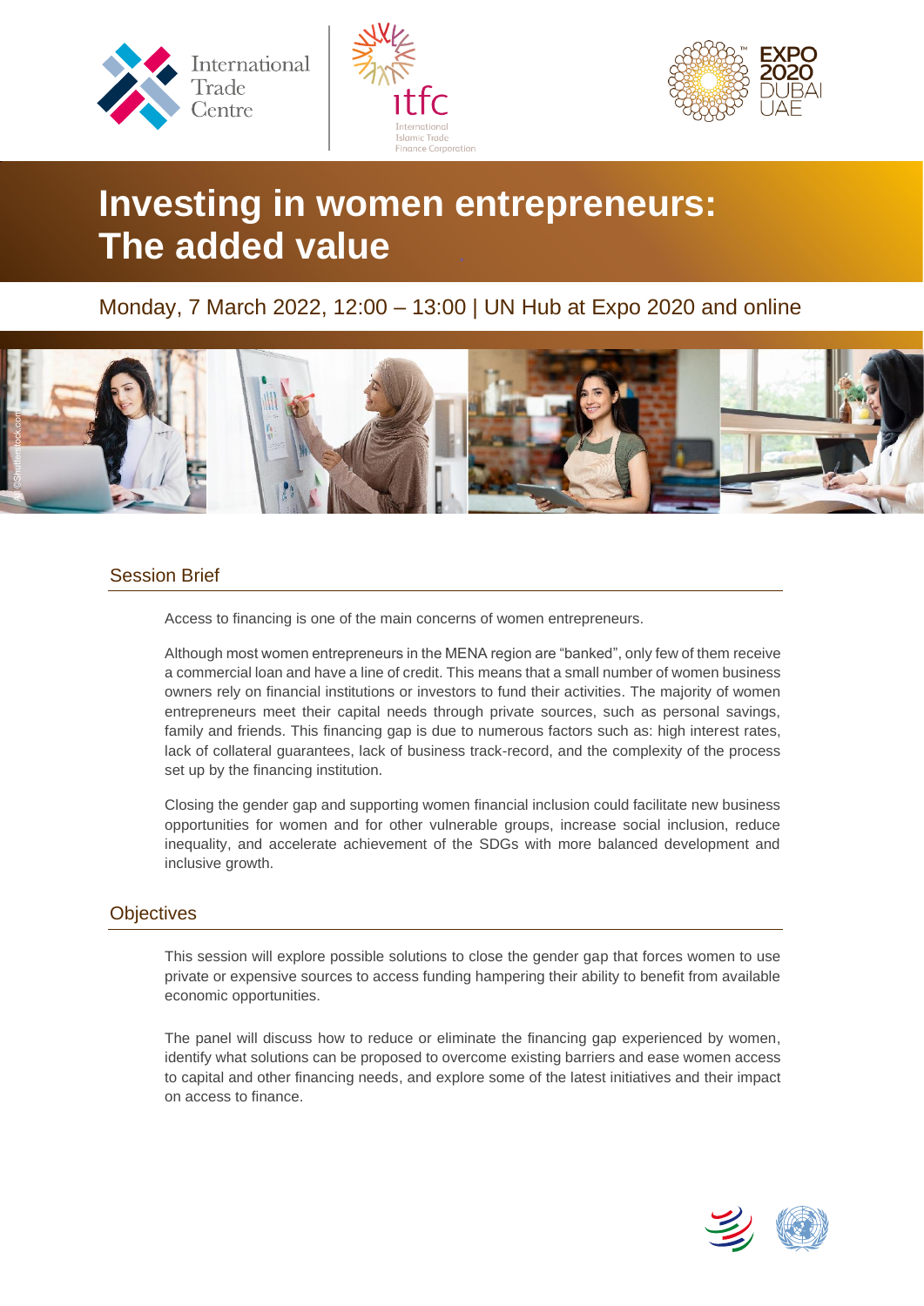# Investing in women entrepreneurs: The added value

Monday, 7 March 2022, 12:00 – 13:00 | UN Hub at Expo 2020 and online

## Session Brief

Access to financing is one of the main concerns of women entrepreneurs.

Although most women entrepreneurs in the MENA region are "banked", only few of them receive a commercial loan and have a line of credit. This means that a small number of women business owners rely on financial institutions or investors to fund their activities. The majority of women entrepreneurs meet their capital needs through private sources, such as personal savings, family and friends. This financing gap is due to numerous factors such as: high interest rates, lack of collateral guarantees, lack of business track-record, and the complexity of the process set up by the financing institution.

Closing the gender gap and supporting women financial inclusion could facilitate new business opportunities for women and for other vulnerable groups, increase social inclusion, reduce inequality, and accelerate achievement of the SDGs with more balanced development and inclusive growth.

## Objectives

This session will explore possible solutions to close the gender gap that forces women to use private or expensive sources to access funding hampering their ability to benefit from available economic opportunities.

The panel will discuss how to reduce or eliminate the financing gap experienced by women, identify what solutions can be proposed to overcome existing barriers and ease women access to capital and other financing needs, and explore some of the latest initiatives and their impact on access to finance.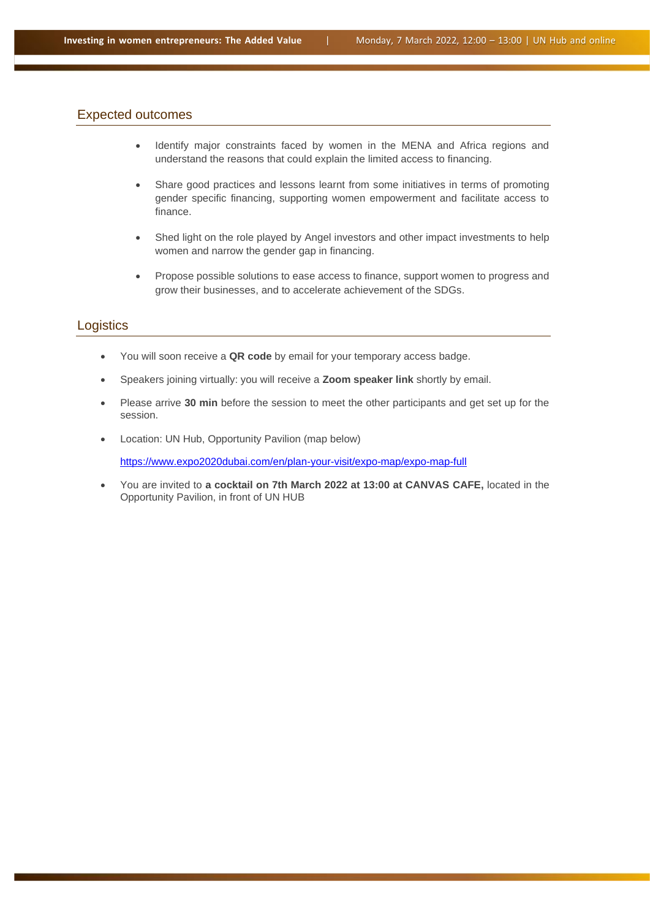## Expected outcomes

- Identify major constraints faced by women in the MENA and Africa regions and understand the reasons that could explain the limited access to financing.
- Share good practices and lessons learnt from some initiatives in terms of promoting gender specific financing, supporting women empowerment and facilitate access to finance.
- Shed light on the role played by Angel investors and other impact investments to help women and narrow the gender gap in financing.
- Propose possible solutions to ease access to finance, support women to progress and grow their businesses, and to accelerate achievement of the SDGs.

## Logistics

- You will soon receive a **QR code** by email for your temporary access badge.
- Speakers joining virtually: you will receive a **Zoom speaker link** shortly by email.
- Please arrive **30 min** before the session to meet the other participants and get set up for the session.
- Location: UN Hub, Opportunity Pavilion (map below)

  https://www.expo2020dubai.com/en/plan-your-visit/expo-map/expo-map-full
- You are invited to **a cocktail on 7th March 2022 at 13:00 at CANVAS CAFE,** located in the Opportunity Pavilion, in front of UN HUB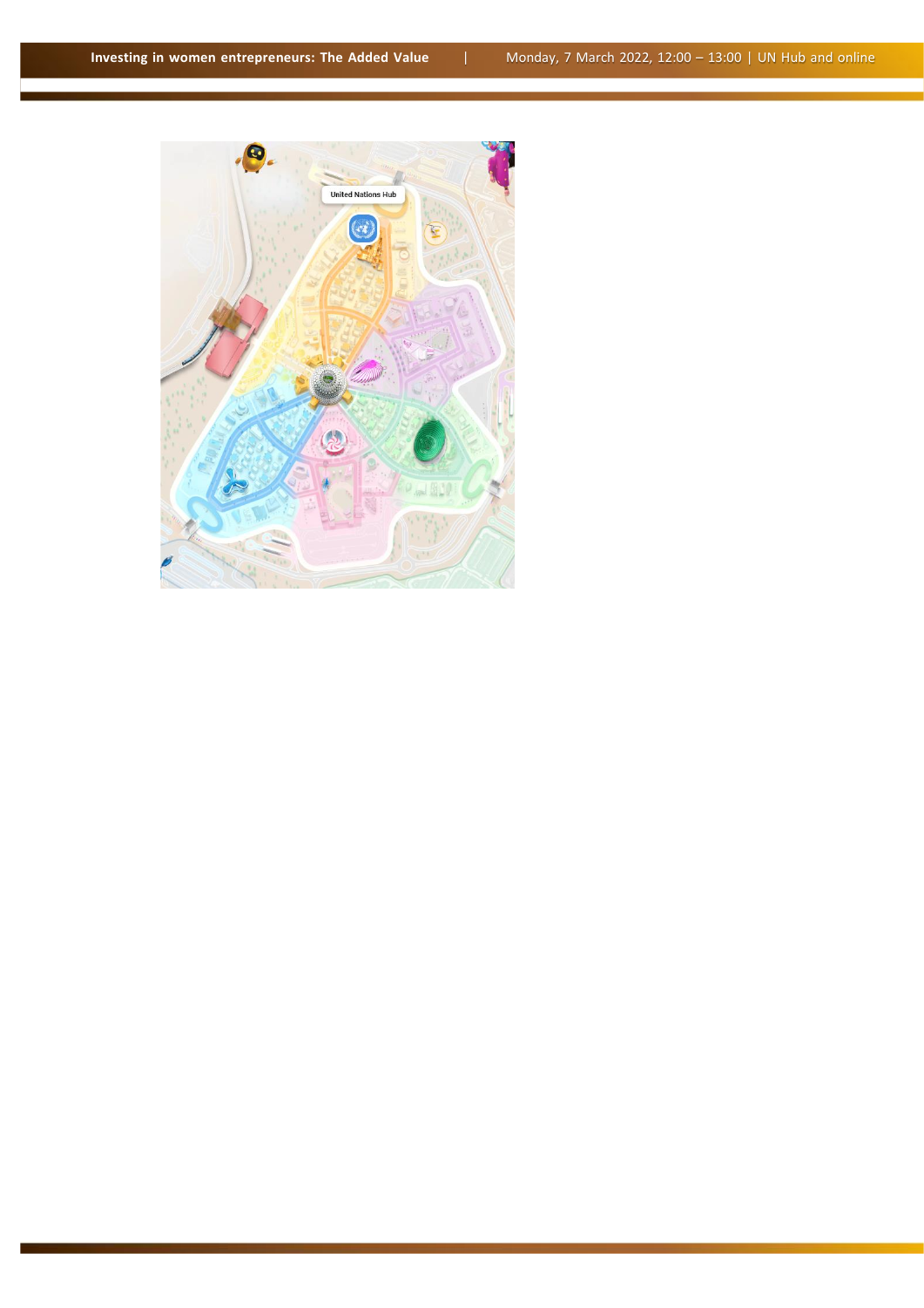United Nations Hub